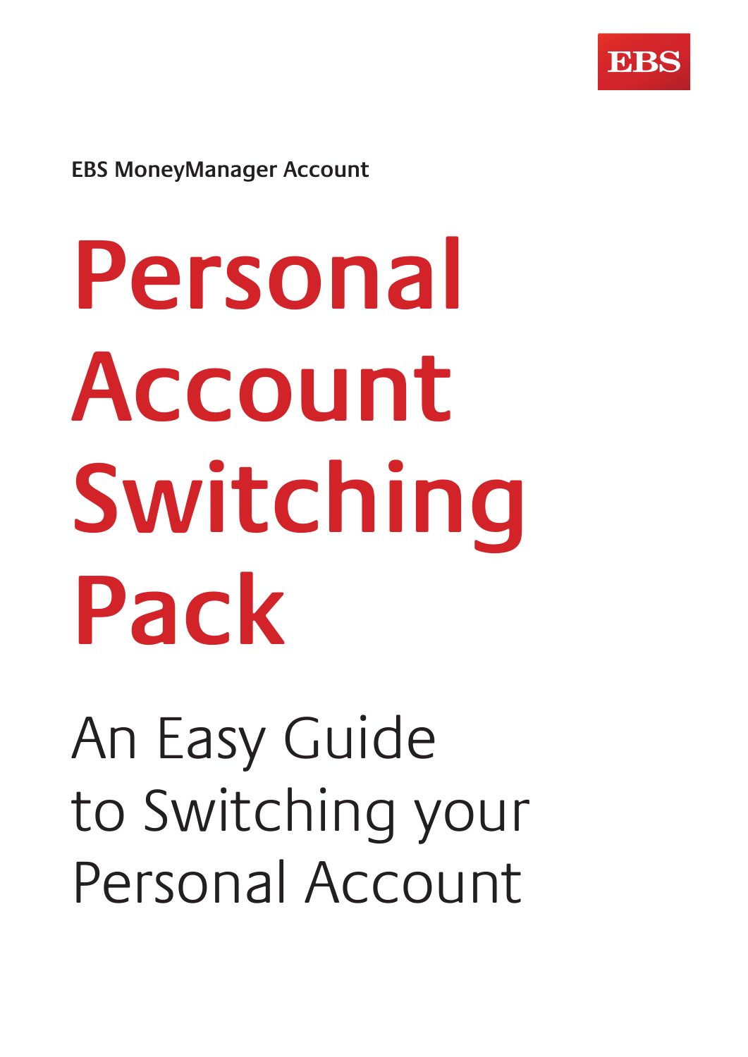EBS

EBS MoneyManager Account

# Personal Account Switching Pack

## An Easy Guide to Switching your Personal Account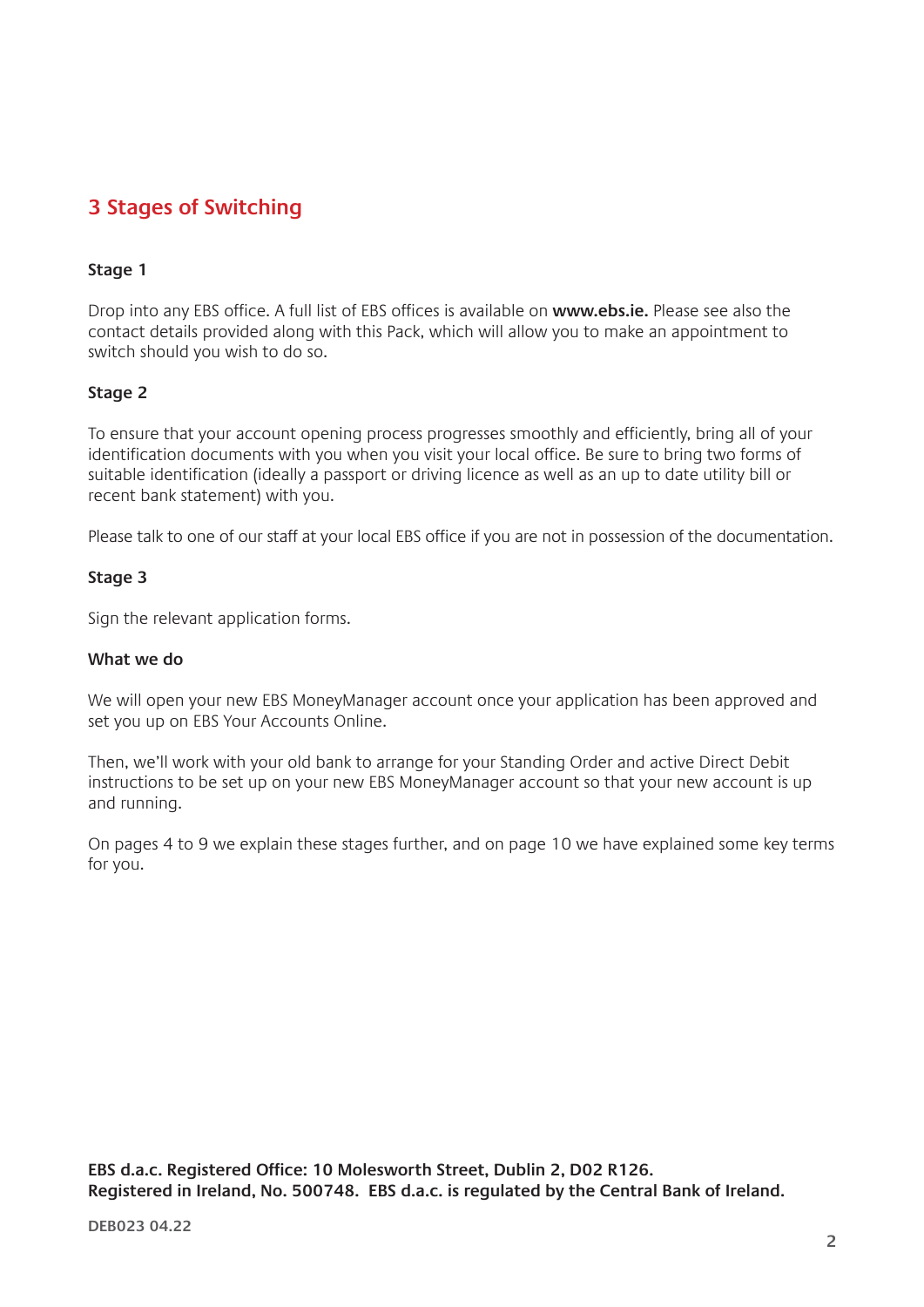## 3 Stages of Switching

### Stage 1

Drop into any EBS office. A full list of EBS offices is available on **www.ebs.ie.** Please see also the contact details provided along with this Pack, which will allow you to make an appointment to switch should you wish to do so.

### Stage 2

To ensure that your account opening process progresses smoothly and efficiently, bring all of your identification documents with you when you visit your local office. Be sure to bring two forms of suitable identification (ideally a passport or driving licence as well as an up to date utility bill or recent bank statement) with you.

Please talk to one of our staff at your local EBS office if you are not in possession of the documentation.

### Stage 3

Sign the relevant application forms.

### What we do

We will open your new EBS MoneyManager account once your application has been approved and set you up on EBS Your Accounts Online.

Then, we'll work with your old bank to arrange for your Standing Order and active Direct Debit instructions to be set up on your new EBS MoneyManager account so that your new account is up and running.

On pages 4 to 9 we explain these stages further, and on page 10 we have explained some key terms for you.

**EBS d.a.c. Registered Office: 10 Molesworth Street, Dublin 2, D02 R126.**
**Registered in Ireland, No. 500748. EBS d.a.c. is regulated by the Central Bank of Ireland.**

DEB023 04.22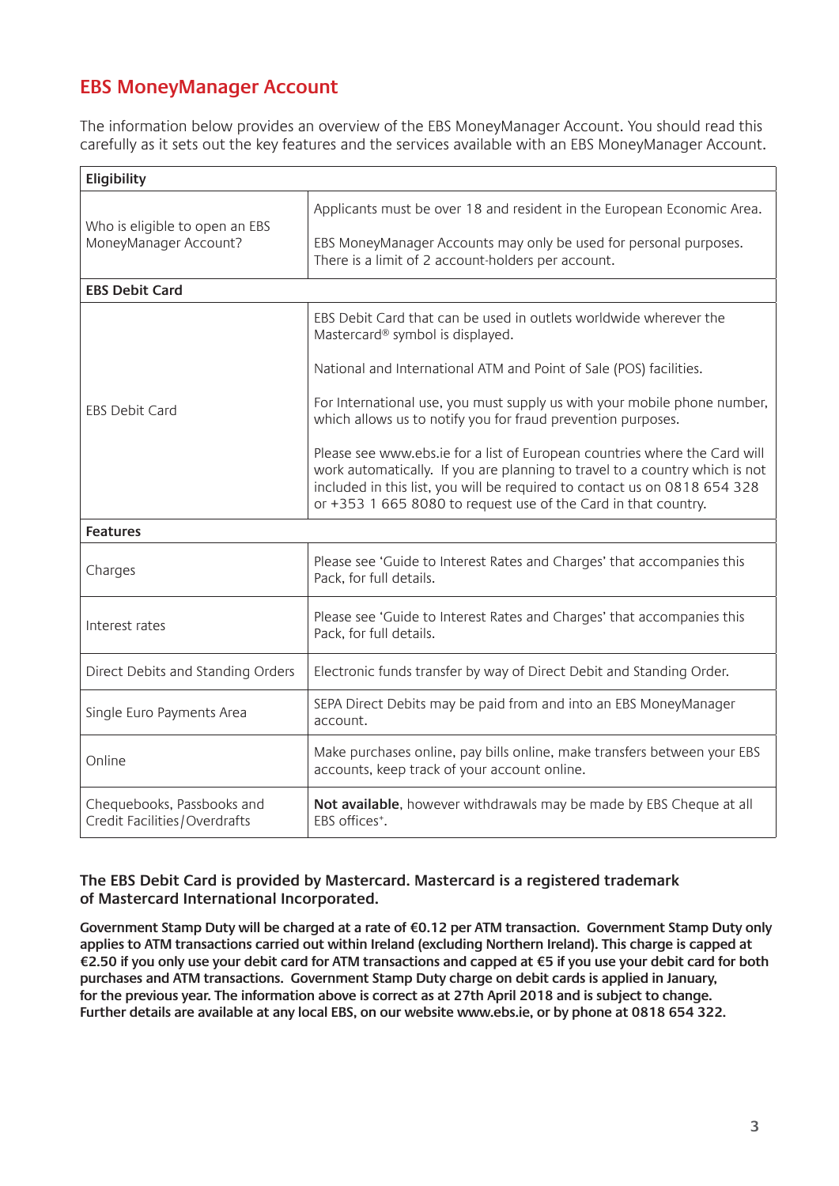# EBS MoneyManager Account

The information below provides an overview of the EBS MoneyManager Account. You should read this carefully as it sets out the key features and the services available with an EBS MoneyManager Account.

| **Eligibility** | |
|---|---|
| Who is eligible to open an EBS MoneyManager Account? | Applicants must be over 18 and resident in the European Economic Area.<br><br>EBS MoneyManager Accounts may only be used for personal purposes. There is a limit of 2 account-holders per account. |
| **EBS Debit Card** | |
| EBS Debit Card | EBS Debit Card that can be used in outlets worldwide wherever the Mastercard® symbol is displayed.<br><br>National and International ATM and Point of Sale (POS) facilities.<br><br>For International use, you must supply us with your mobile phone number, which allows us to notify you for fraud prevention purposes.<br><br>Please see www.ebs.ie for a list of European countries where the Card will work automatically. If you are planning to travel to a country which is not included in this list, you will be required to contact us on 0818 654 328 or +353 1 665 8080 to request use of the Card in that country. |
| **Features** | |
| Charges | Please see 'Guide to Interest Rates and Charges' that accompanies this Pack, for full details. |
| Interest rates | Please see 'Guide to Interest Rates and Charges' that accompanies this Pack, for full details. |
| Direct Debits and Standing Orders | Electronic funds transfer by way of Direct Debit and Standing Order. |
| Single Euro Payments Area | SEPA Direct Debits may be paid from and into an EBS MoneyManager account. |
| Online | Make purchases online, pay bills online, make transfers between your EBS accounts, keep track of your account online. |
| Chequebooks, Passbooks and Credit Facilities/Overdrafts | **Not available**, however withdrawals may be made by EBS Cheque at all EBS offices+. |

**The EBS Debit Card is provided by Mastercard. Mastercard is a registered trademark of Mastercard International Incorporated.**

**Government Stamp Duty will be charged at a rate of €0.12 per ATM transaction. Government Stamp Duty only applies to ATM transactions carried out within Ireland (excluding Northern Ireland). This charge is capped at €2.50 if you only use your debit card for ATM transactions and capped at €5 if you use your debit card for both purchases and ATM transactions. Government Stamp Duty charge on debit cards is applied in January, for the previous year. The information above is correct as at 27th April 2018 and is subject to change. Further details are available at any local EBS, on our website www.ebs.ie, or by phone at 0818 654 322.**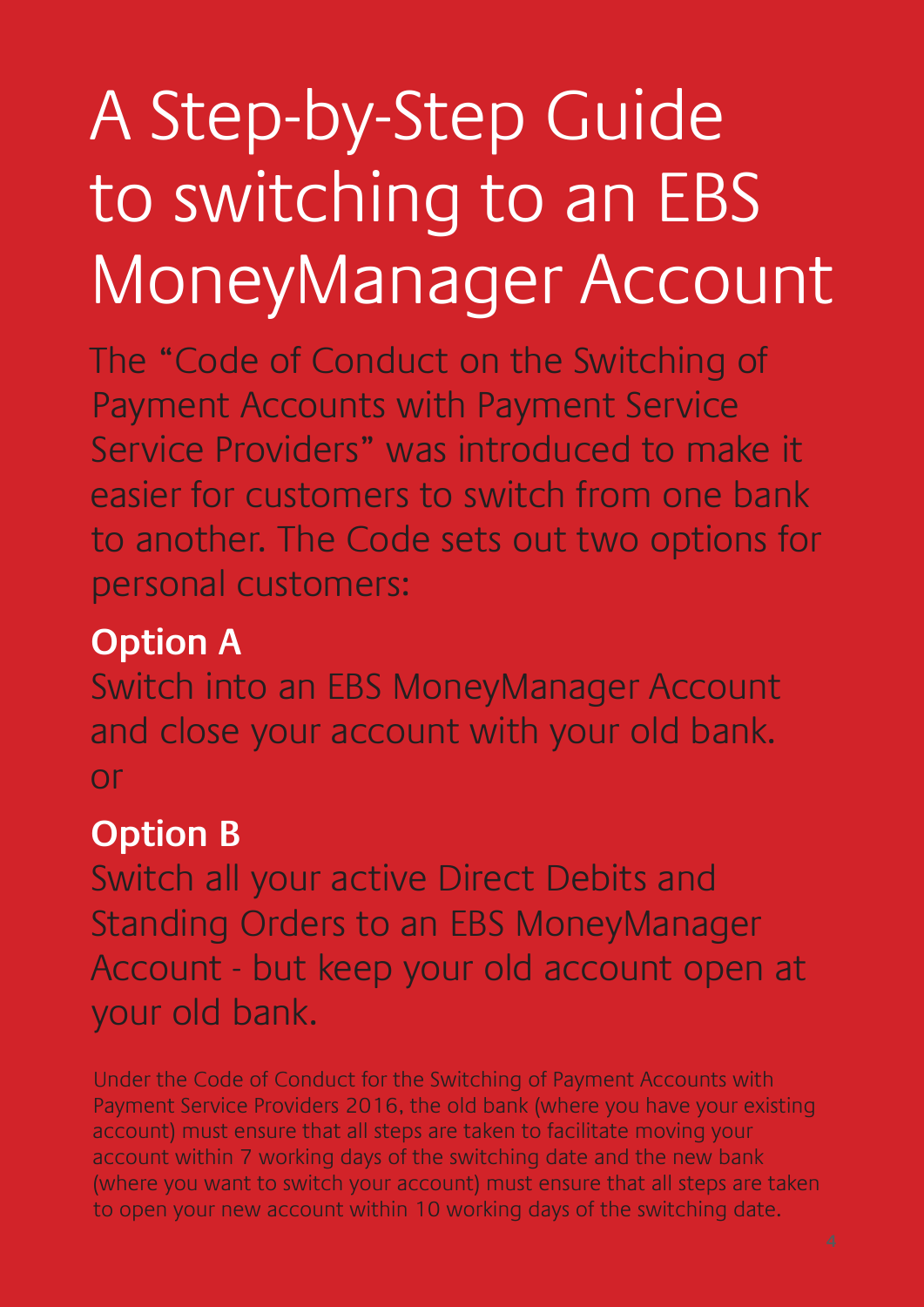# A Step-by-Step Guide to switching to an EBS MoneyManager Account

The "Code of Conduct on the Switching of Payment Accounts with Payment Service Service Providers" was introduced to make it easier for customers to switch from one bank to another. The Code sets out two options for personal customers:

**Option A**

Switch into an EBS MoneyManager Account and close your account with your old bank.

or

**Option B**

Switch all your active Direct Debits and Standing Orders to an EBS MoneyManager Account - but keep your old account open at your old bank.

Under the Code of Conduct for the Switching of Payment Accounts with Payment Service Providers 2016, the old bank (where you have your existing account) must ensure that all steps are taken to facilitate moving your account within 7 working days of the switching date and the new bank (where you want to switch your account) must ensure that all steps are taken to open your new account within 10 working days of the switching date.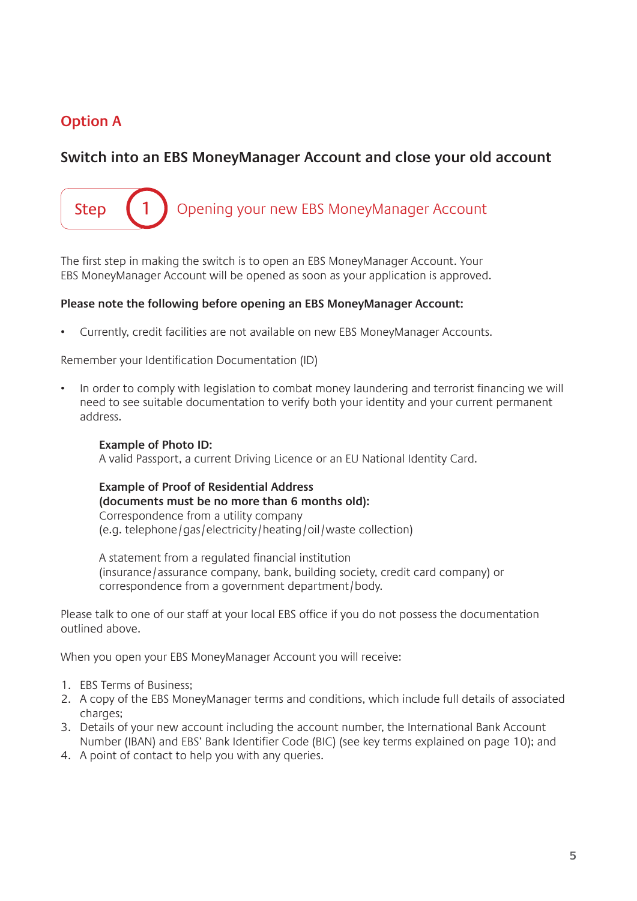## Option A

### Switch into an EBS MoneyManager Account and close your old account

### Step 1 Opening your new EBS MoneyManager Account

The first step in making the switch is to open an EBS MoneyManager Account. Your EBS MoneyManager Account will be opened as soon as your application is approved.

**Please note the following before opening an EBS MoneyManager Account:**

- Currently, credit facilities are not available on new EBS MoneyManager Accounts.

Remember your Identification Documentation (ID)

- In order to comply with legislation to combat money laundering and terrorist financing we will need to see suitable documentation to verify both your identity and your current permanent address.

**Example of Photo ID:**
A valid Passport, a current Driving Licence or an EU National Identity Card.

**Example of Proof of Residential Address**
**(documents must be no more than 6 months old):**
Correspondence from a utility company
(e.g. telephone/gas/electricity/heating/oil/waste collection)

A statement from a regulated financial institution
(insurance/assurance company, bank, building society, credit card company) or correspondence from a government department/body.

Please talk to one of our staff at your local EBS office if you do not possess the documentation outlined above.

When you open your EBS MoneyManager Account you will receive:

1. EBS Terms of Business;
2. A copy of the EBS MoneyManager terms and conditions, which include full details of associated charges;
3. Details of your new account including the account number, the International Bank Account Number (IBAN) and EBS' Bank Identifier Code (BIC) (see key terms explained on page 10); and
4. A point of contact to help you with any queries.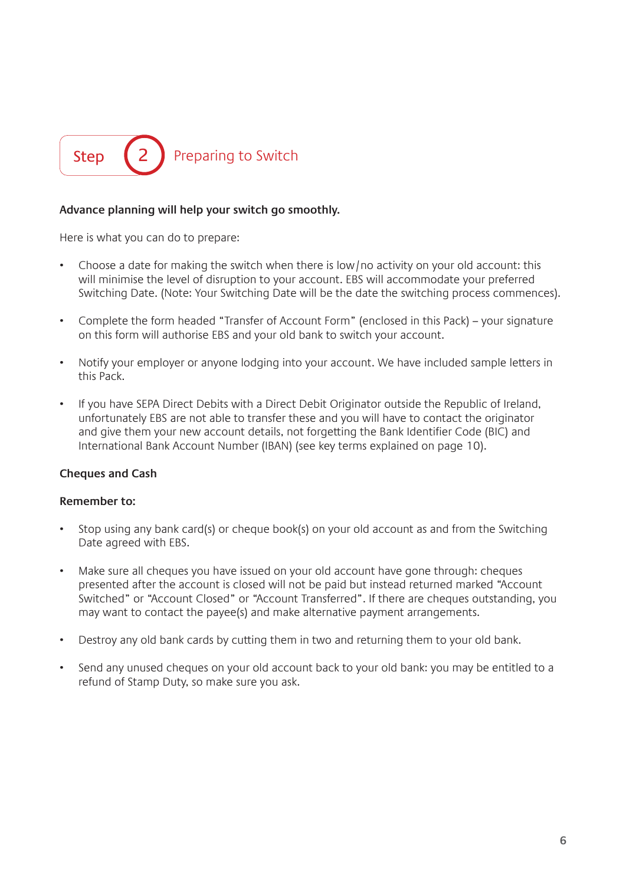## Step 2 Preparing to Switch

**Advance planning will help your switch go smoothly.**

Here is what you can do to prepare:

- Choose a date for making the switch when there is low/no activity on your old account: this will minimise the level of disruption to your account. EBS will accommodate your preferred Switching Date. (Note: Your Switching Date will be the date the switching process commences).
- Complete the form headed "Transfer of Account Form" (enclosed in this Pack) – your signature on this form will authorise EBS and your old bank to switch your account.
- Notify your employer or anyone lodging into your account. We have included sample letters in this Pack.
- If you have SEPA Direct Debits with a Direct Debit Originator outside the Republic of Ireland, unfortunately EBS are not able to transfer these and you will have to contact the originator and give them your new account details, not forgetting the Bank Identifier Code (BIC) and International Bank Account Number (IBAN) (see key terms explained on page 10).

**Cheques and Cash**

**Remember to:**

- Stop using any bank card(s) or cheque book(s) on your old account as and from the Switching Date agreed with EBS.
- Make sure all cheques you have issued on your old account have gone through: cheques presented after the account is closed will not be paid but instead returned marked "Account Switched" or "Account Closed" or "Account Transferred". If there are cheques outstanding, you may want to contact the payee(s) and make alternative payment arrangements.
- Destroy any old bank cards by cutting them in two and returning them to your old bank.
- Send any unused cheques on your old account back to your old bank: you may be entitled to a refund of Stamp Duty, so make sure you ask.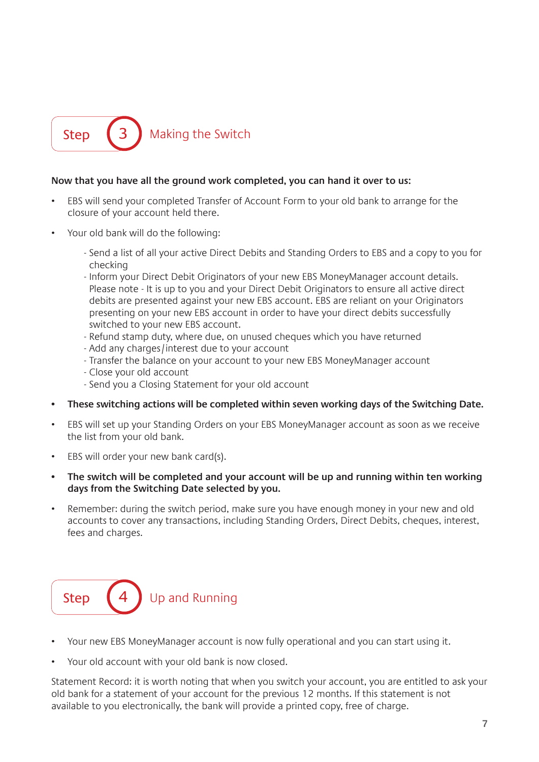## Step 3 Making the Switch

**Now that you have all the ground work completed, you can hand it over to us:**

- EBS will send your completed Transfer of Account Form to your old bank to arrange for the closure of your account held there.
- Your old bank will do the following:
  - Send a list of all your active Direct Debits and Standing Orders to EBS and a copy to you for checking
  - Inform your Direct Debit Originators of your new EBS MoneyManager account details. Please note - It is up to you and your Direct Debit Originators to ensure all active direct debits are presented against your new EBS account. EBS are reliant on your Originators presenting on your new EBS account in order to have your direct debits successfully switched to your new EBS account.
  - Refund stamp duty, where due, on unused cheques which you have returned
  - Add any charges/interest due to your account
  - Transfer the balance on your account to your new EBS MoneyManager account
  - Close your old account
  - Send you a Closing Statement for your old account
- **These switching actions will be completed within seven working days of the Switching Date.**
- EBS will set up your Standing Orders on your EBS MoneyManager account as soon as we receive the list from your old bank.
- EBS will order your new bank card(s).
- **The switch will be completed and your account will be up and running within ten working days from the Switching Date selected by you.**
- Remember: during the switch period, make sure you have enough money in your new and old accounts to cover any transactions, including Standing Orders, Direct Debits, cheques, interest, fees and charges.

## Step 4 Up and Running

- Your new EBS MoneyManager account is now fully operational and you can start using it.
- Your old account with your old bank is now closed.

Statement Record: it is worth noting that when you switch your account, you are entitled to ask your old bank for a statement of your account for the previous 12 months. If this statement is not available to you electronically, the bank will provide a printed copy, free of charge.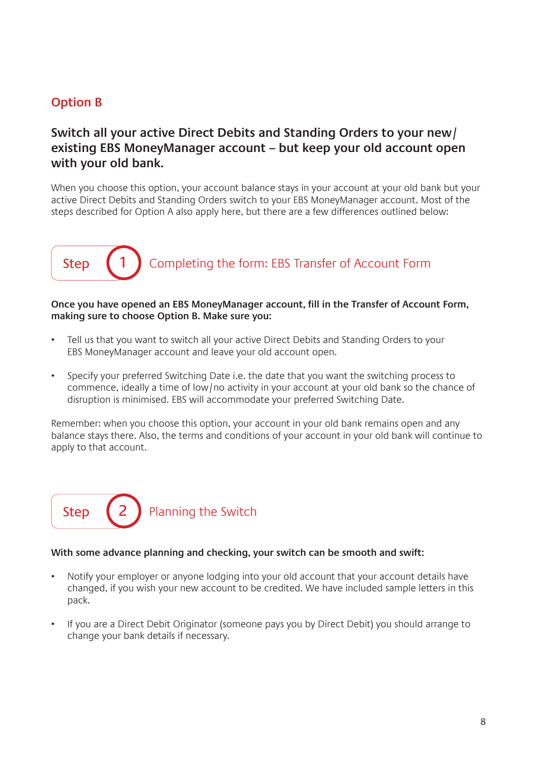## Option B

### Switch all your active Direct Debits and Standing Orders to your new/ existing EBS MoneyManager account – but keep your old account open with your old bank.

When you choose this option, your account balance stays in your account at your old bank but your active Direct Debits and Standing Orders switch to your EBS MoneyManager account. Most of the steps described for Option A also apply here, but there are a few differences outlined below:

### Step 1 Completing the form: EBS Transfer of Account Form

**Once you have opened an EBS MoneyManager account, fill in the Transfer of Account Form, making sure to choose Option B. Make sure you:**

- Tell us that you want to switch all your active Direct Debits and Standing Orders to your EBS MoneyManager account and leave your old account open.
- Specify your preferred Switching Date i.e. the date that you want the switching process to commence, ideally a time of low/no activity in your account at your old bank so the chance of disruption is minimised. EBS will accommodate your preferred Switching Date.

Remember: when you choose this option, your account in your old bank remains open and any balance stays there. Also, the terms and conditions of your account in your old bank will continue to apply to that account.

### Step 2 Planning the Switch

**With some advance planning and checking, your switch can be smooth and swift:**

- Notify your employer or anyone lodging into your old account that your account details have changed, if you wish your new account to be credited. We have included sample letters in this pack.
- If you are a Direct Debit Originator (someone pays you by Direct Debit) you should arrange to change your bank details if necessary.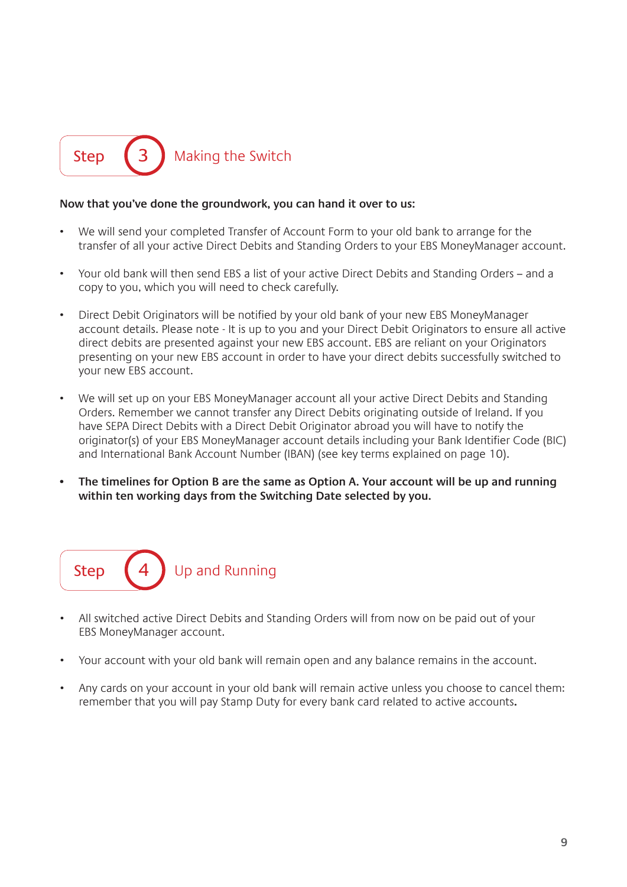## Step 3 Making the Switch

**Now that you've done the groundwork, you can hand it over to us:**

- We will send your completed Transfer of Account Form to your old bank to arrange for the transfer of all your active Direct Debits and Standing Orders to your EBS MoneyManager account.

- Your old bank will then send EBS a list of your active Direct Debits and Standing Orders – and a copy to you, which you will need to check carefully.

- Direct Debit Originators will be notified by your old bank of your new EBS MoneyManager account details. Please note - It is up to you and your Direct Debit Originators to ensure all active direct debits are presented against your new EBS account. EBS are reliant on your Originators presenting on your new EBS account in order to have your direct debits successfully switched to your new EBS account.

- We will set up on your EBS MoneyManager account all your active Direct Debits and Standing Orders. Remember we cannot transfer any Direct Debits originating outside of Ireland. If you have SEPA Direct Debits with a Direct Debit Originator abroad you will have to notify the originator(s) of your EBS MoneyManager account details including your Bank Identifier Code (BIC) and International Bank Account Number (IBAN) (see key terms explained on page 10).

- **The timelines for Option B are the same as Option A. Your account will be up and running within ten working days from the Switching Date selected by you.**

## Step 4 Up and Running

- All switched active Direct Debits and Standing Orders will from now on be paid out of your EBS MoneyManager account.

- Your account with your old bank will remain open and any balance remains in the account.

- Any cards on your account in your old bank will remain active unless you choose to cancel them: remember that you will pay Stamp Duty for every bank card related to active accounts.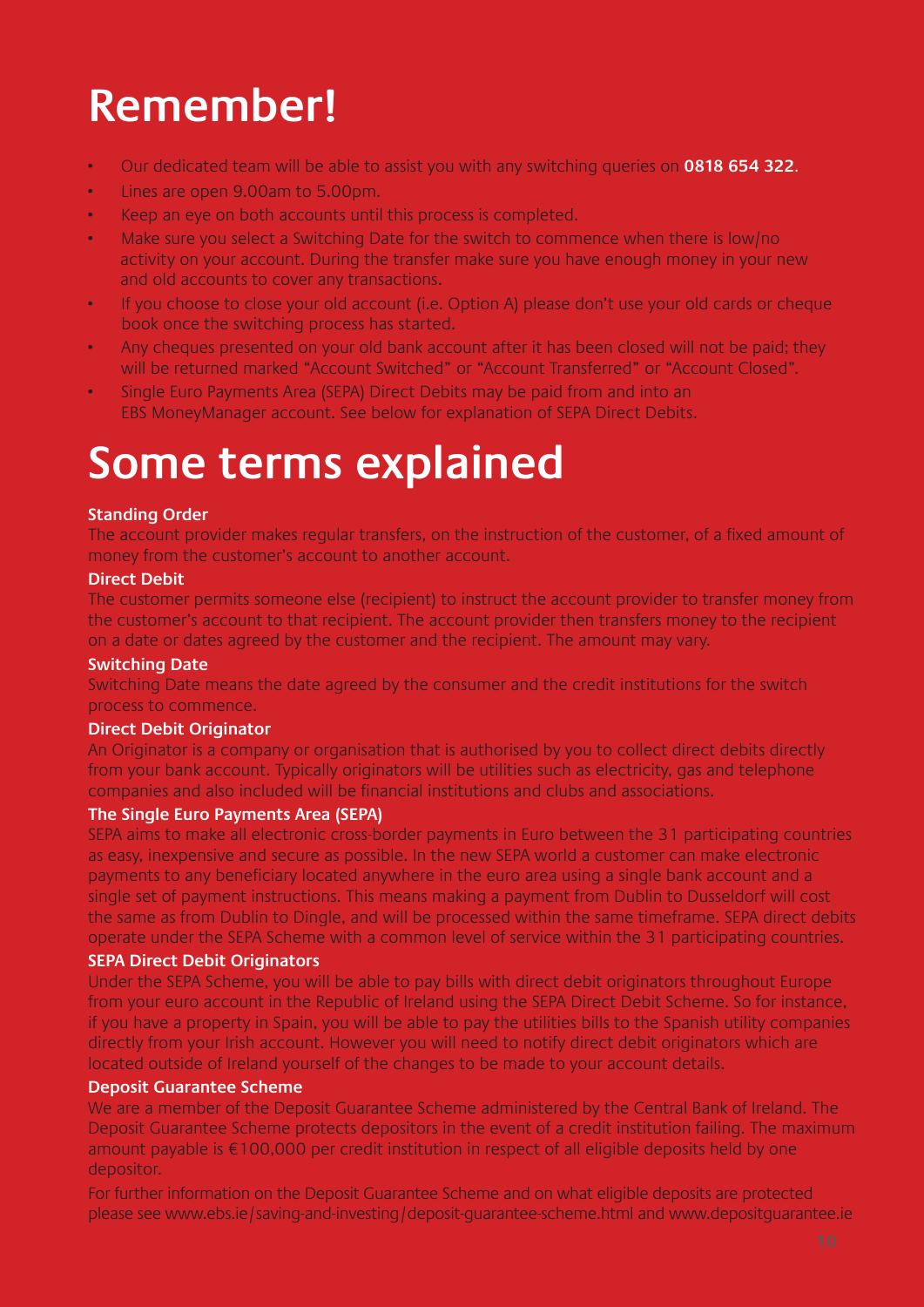# Remember!

- Our dedicated team will be able to assist you with any switching queries on **0818 654 322**.
- Lines are open 9.00am to 5.00pm.
- Keep an eye on both accounts until this process is completed.
- Make sure you select a Switching Date for the switch to commence when there is low/no activity on your account. During the transfer make sure you have enough money in your new and old accounts to cover any transactions.
- If you choose to close your old account (i.e. Option A) please don't use your old cards or cheque book once the switching process has started.
- Any cheques presented on your old bank account after it has been closed will not be paid; they will be returned marked "Account Switched" or "Account Transferred" or "Account Closed".
- Single Euro Payments Area (SEPA) Direct Debits may be paid from and into an EBS MoneyManager account. See below for explanation of SEPA Direct Debits.

# Some terms explained

**Standing Order**

The account provider makes regular transfers, on the instruction of the customer, of a fixed amount of money from the customer's account to another account.

**Direct Debit**

The customer permits someone else (recipient) to instruct the account provider to transfer money from the customer's account to that recipient. The account provider then transfers money to the recipient on a date or dates agreed by the customer and the recipient. The amount may vary.

**Switching Date**

Switching Date means the date agreed by the consumer and the credit institutions for the switch process to commence.

**Direct Debit Originator**

An Originator is a company or organisation that is authorised by you to collect direct debits directly from your bank account. Typically originators will be utilities such as electricity, gas and telephone companies and also included will be financial institutions and clubs and associations.

**The Single Euro Payments Area (SEPA)**

SEPA aims to make all electronic cross-border payments in Euro between the 31 participating countries as easy, inexpensive and secure as possible. In the new SEPA world a customer can make electronic payments to any beneficiary located anywhere in the euro area using a single bank account and a single set of payment instructions. This means making a payment from Dublin to Dusseldorf will cost the same as from Dublin to Dingle, and will be processed within the same timeframe. SEPA direct debits operate under the SEPA Scheme with a common level of service within the 31 participating countries.

**SEPA Direct Debit Originators**

Under the SEPA Scheme, you will be able to pay bills with direct debit originators throughout Europe from your euro account in the Republic of Ireland using the SEPA Direct Debit Scheme. So for instance, if you have a property in Spain, you will be able to pay the utilities bills to the Spanish utility companies directly from your Irish account. However you will need to notify direct debit originators which are located outside of Ireland yourself of the changes to be made to your account details.

**Deposit Guarantee Scheme**

We are a member of the Deposit Guarantee Scheme administered by the Central Bank of Ireland. The Deposit Guarantee Scheme protects depositors in the event of a credit institution failing. The maximum amount payable is €100,000 per credit institution in respect of all eligible deposits held by one depositor.

For further information on the Deposit Guarantee Scheme and on what eligible deposits are protected please see www.ebs.ie/saving-and-investing/deposit-guarantee-scheme.html and www.depositguarantee.ie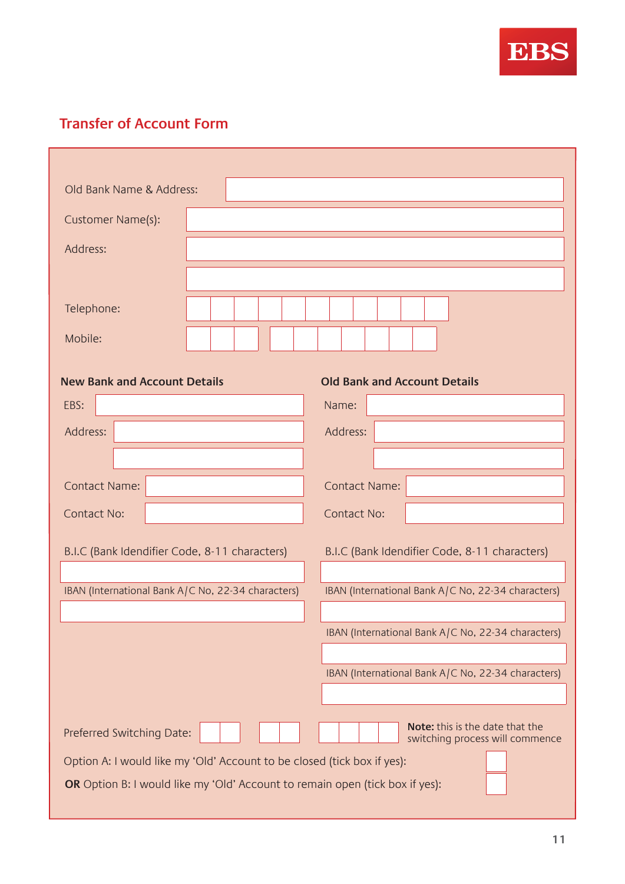EBS

## Transfer of Account Form

Old Bank Name & Address:

Customer Name(s):

Address:

Telephone:

Mobile:

### New Bank and Account Details

EBS:

Address:

Contact Name:

Contact No:

B.I.C (Bank Idendifier Code, 8-11 characters)

IBAN (International Bank A/C No, 22-34 characters)

### Old Bank and Account Details

Name:

Address:

Contact Name:

Contact No:

B.I.C (Bank Idendifier Code, 8-11 characters)

IBAN (International Bank A/C No, 22-34 characters)

IBAN (International Bank A/C No, 22-34 characters)

IBAN (International Bank A/C No, 22-34 characters)

Preferred Switching Date:

**Note:** this is the date that the switching process will commence

Option A: I would like my 'Old' Account to be closed (tick box if yes):

**OR** Option B: I would like my 'Old' Account to remain open (tick box if yes):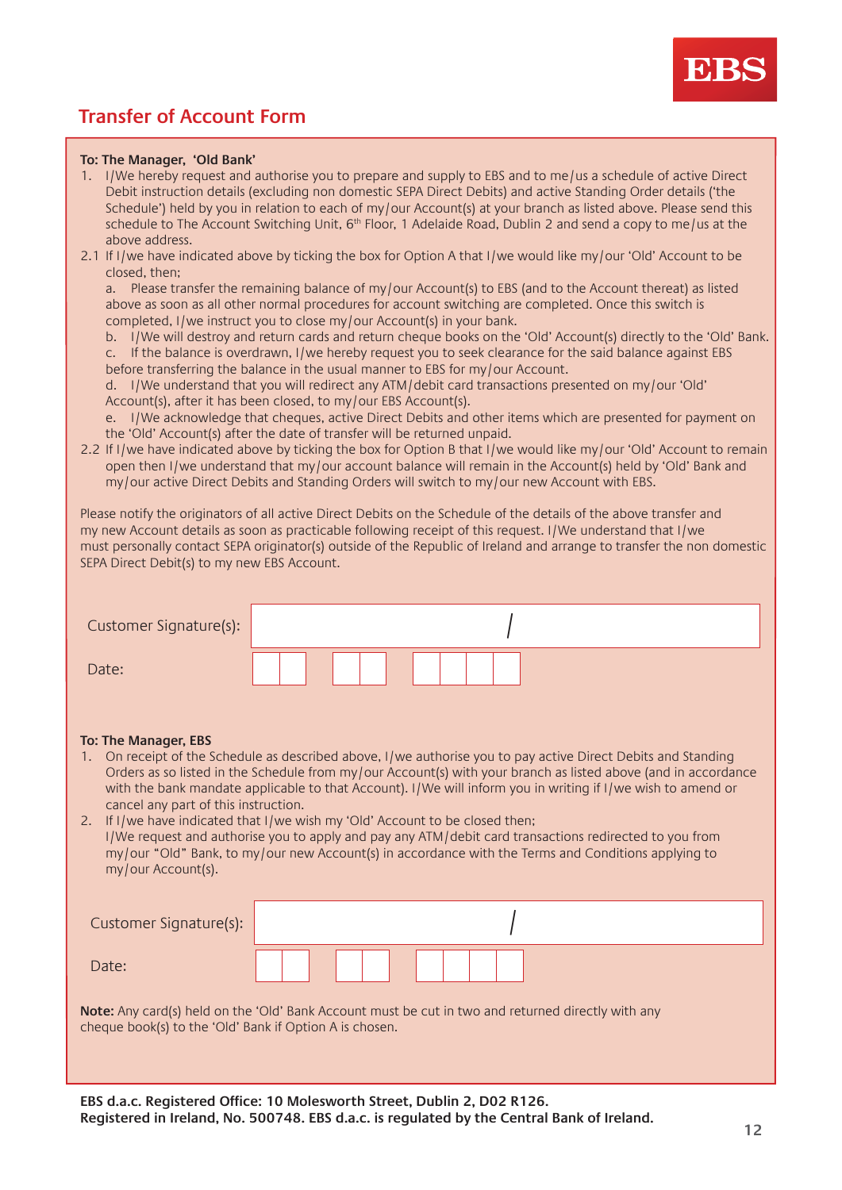EBS

## Transfer of Account Form

**To: The Manager, 'Old Bank'**

1. I/We hereby request and authorise you to prepare and supply to EBS and to me/us a schedule of active Direct Debit instruction details (excluding non domestic SEPA Direct Debits) and active Standing Order details ('the Schedule') held by you in relation to each of my/our Account(s) at your branch as listed above. Please send this schedule to The Account Switching Unit, 6th Floor, 1 Adelaide Road, Dublin 2 and send a copy to me/us at the above address.

2.1 If I/we have indicated above by ticking the box for Option A that I/we would like my/our 'Old' Account to be closed, then;

a. Please transfer the remaining balance of my/our Account(s) to EBS (and to the Account thereat) as listed above as soon as all other normal procedures for account switching are completed. Once this switch is completed, I/we instruct you to close my/our Account(s) in your bank.

b. I/We will destroy and return cards and return cheque books on the 'Old' Account(s) directly to the 'Old' Bank.

c. If the balance is overdrawn, I/we hereby request you to seek clearance for the said balance against EBS before transferring the balance in the usual manner to EBS for my/our Account.

d. I/We understand that you will redirect any ATM/debit card transactions presented on my/our 'Old' Account(s), after it has been closed, to my/our EBS Account(s).

e. I/We acknowledge that cheques, active Direct Debits and other items which are presented for payment on the 'Old' Account(s) after the date of transfer will be returned unpaid.

2.2 If I/we have indicated above by ticking the box for Option B that I/we would like my/our 'Old' Account to remain open then I/we understand that my/our account balance will remain in the Account(s) held by 'Old' Bank and my/our active Direct Debits and Standing Orders will switch to my/our new Account with EBS.

Please notify the originators of all active Direct Debits on the Schedule of the details of the above transfer and my new Account details as soon as practicable following receipt of this request. I/We understand that I/we must personally contact SEPA originator(s) outside of the Republic of Ireland and arrange to transfer the non domestic SEPA Direct Debit(s) to my new EBS Account.

Customer Signature(s): ____________ / ____________

Date: __ __ / __ __ / __ __ __ __

**To: The Manager, EBS**

1. On receipt of the Schedule as described above, I/we authorise you to pay active Direct Debits and Standing Orders as so listed in the Schedule from my/our Account(s) with your branch as listed above (and in accordance with the bank mandate applicable to that Account). I/We will inform you in writing if I/we wish to amend or cancel any part of this instruction.
2. If I/we have indicated that I/we wish my 'Old' Account to be closed then;
   I/We request and authorise you to apply and pay any ATM/debit card transactions redirected to you from my/our "Old" Bank, to my/our new Account(s) in accordance with the Terms and Conditions applying to my/our Account(s).

Customer Signature(s): ____________ / ____________

Date: __ __ / __ __ / __ __ __ __

**Note:** Any card(s) held on the 'Old' Bank Account must be cut in two and returned directly with any cheque book(s) to the 'Old' Bank if Option A is chosen.

**EBS d.a.c. Registered Office: 10 Molesworth Street, Dublin 2, D02 R126.**
**Registered in Ireland, No. 500748. EBS d.a.c. is regulated by the Central Bank of Ireland.**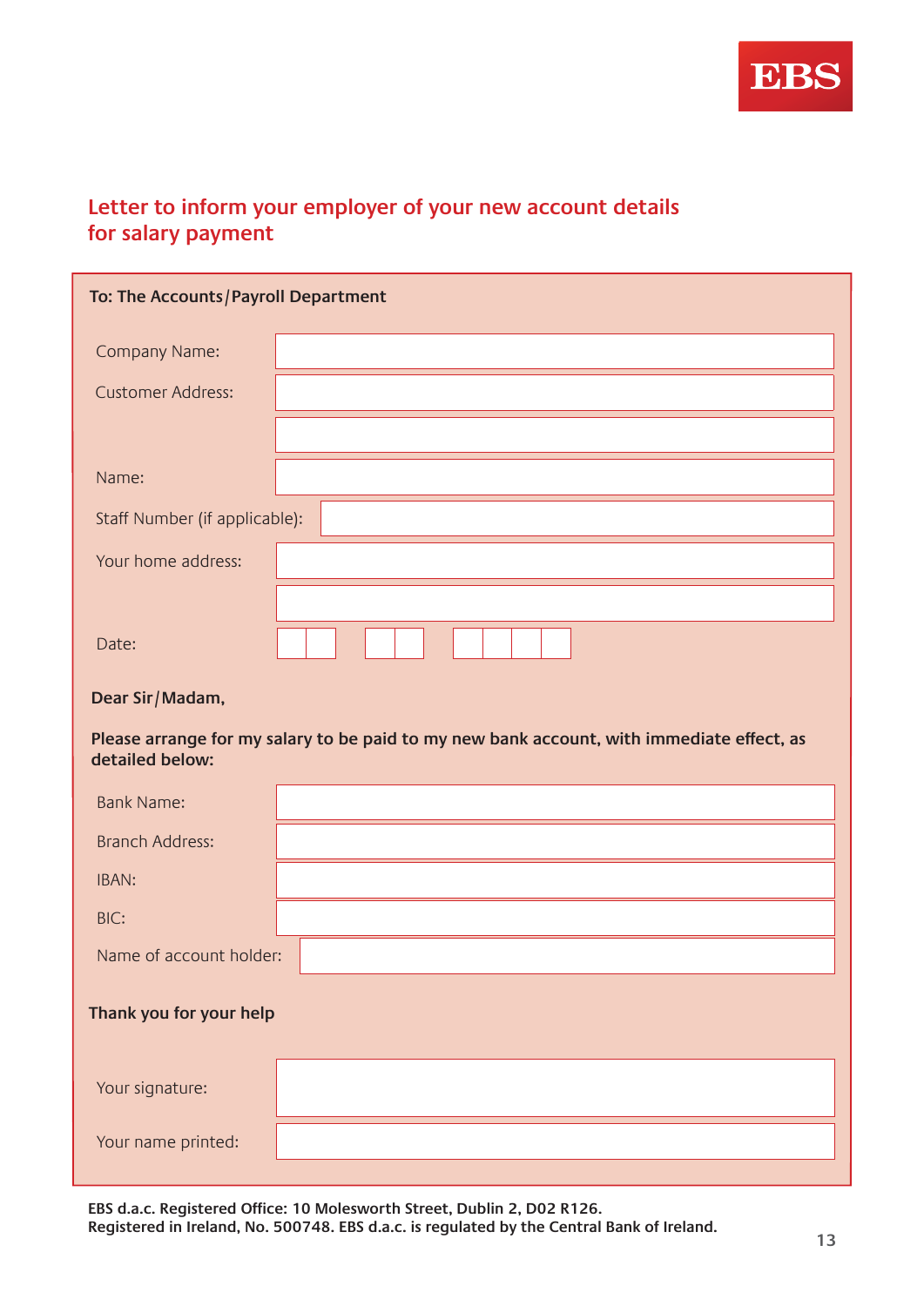EBS

## Letter to inform your employer of your new account details for salary payment

**To: The Accounts/Payroll Department**

Company Name:

Customer Address:

Name:

Staff Number (if applicable):

Your home address:

Date:

**Dear Sir/Madam,**

**Please arrange for my salary to be paid to my new bank account, with immediate effect, as detailed below:**

Bank Name:

Branch Address:

IBAN:

BIC:

Name of account holder:

**Thank you for your help**

Your signature:

Your name printed:

**EBS d.a.c. Registered Office: 10 Molesworth Street, Dublin 2, D02 R126.**
**Registered in Ireland, No. 500748. EBS d.a.c. is regulated by the Central Bank of Ireland.**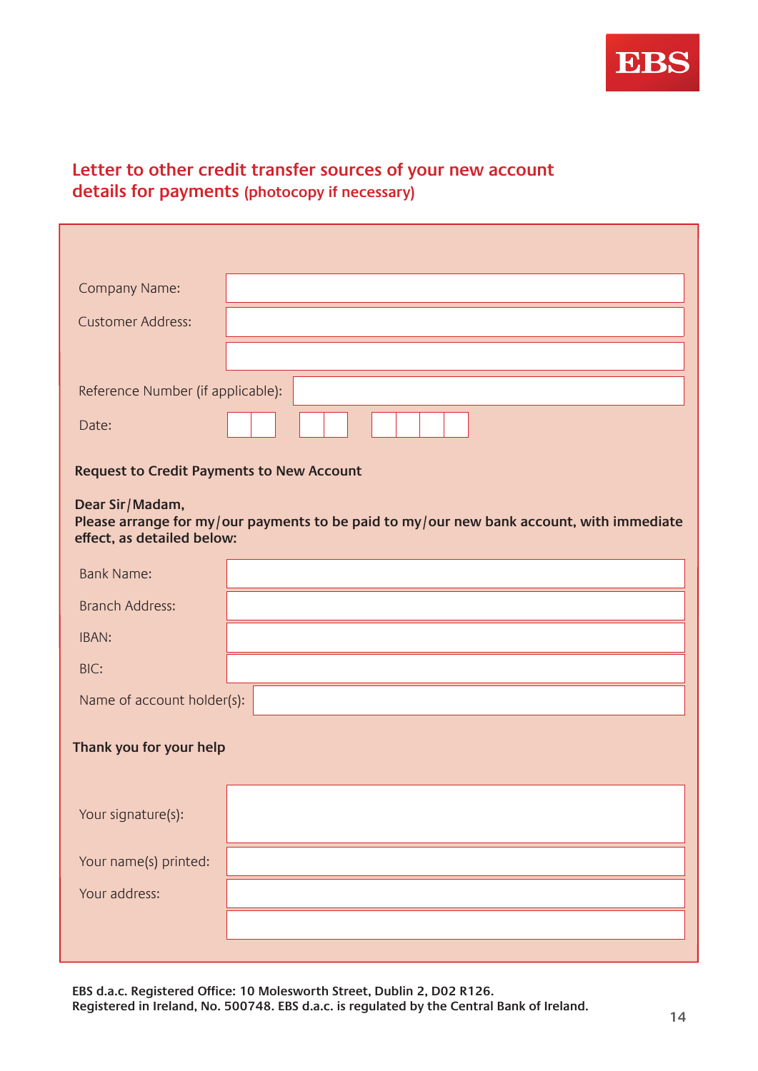EBS

## Letter to other credit transfer sources of your new account details for payments (photocopy if necessary)

Company Name:

Customer Address:

Reference Number (if applicable):

Date:

**Request to Credit Payments to New Account**

**Dear Sir/Madam,**
**Please arrange for my/our payments to be paid to my/our new bank account, with immediate effect, as detailed below:**

Bank Name:

Branch Address:

IBAN:

BIC:

Name of account holder(s):

**Thank you for your help**

Your signature(s):

Your name(s) printed:

Your address:

**EBS d.a.c. Registered Office: 10 Molesworth Street, Dublin 2, D02 R126.**
**Registered in Ireland, No. 500748. EBS d.a.c. is regulated by the Central Bank of Ireland.**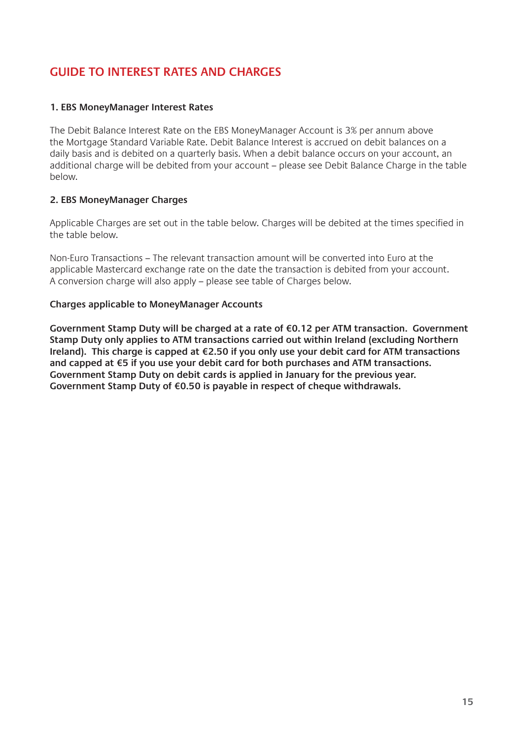# GUIDE TO INTEREST RATES AND CHARGES

### 1. EBS MoneyManager Interest Rates

The Debit Balance Interest Rate on the EBS MoneyManager Account is 3% per annum above the Mortgage Standard Variable Rate. Debit Balance Interest is accrued on debit balances on a daily basis and is debited on a quarterly basis. When a debit balance occurs on your account, an additional charge will be debited from your account – please see Debit Balance Charge in the table below.

### 2. EBS MoneyManager Charges

Applicable Charges are set out in the table below. Charges will be debited at the times specified in the table below.

Non-Euro Transactions – The relevant transaction amount will be converted into Euro at the applicable Mastercard exchange rate on the date the transaction is debited from your account. A conversion charge will also apply – please see table of Charges below.

**Charges applicable to MoneyManager Accounts**

**Government Stamp Duty will be charged at a rate of €0.12 per ATM transaction. Government Stamp Duty only applies to ATM transactions carried out within Ireland (excluding Northern Ireland). This charge is capped at €2.50 if you only use your debit card for ATM transactions and capped at €5 if you use your debit card for both purchases and ATM transactions. Government Stamp Duty on debit cards is applied in January for the previous year. Government Stamp Duty of €0.50 is payable in respect of cheque withdrawals.**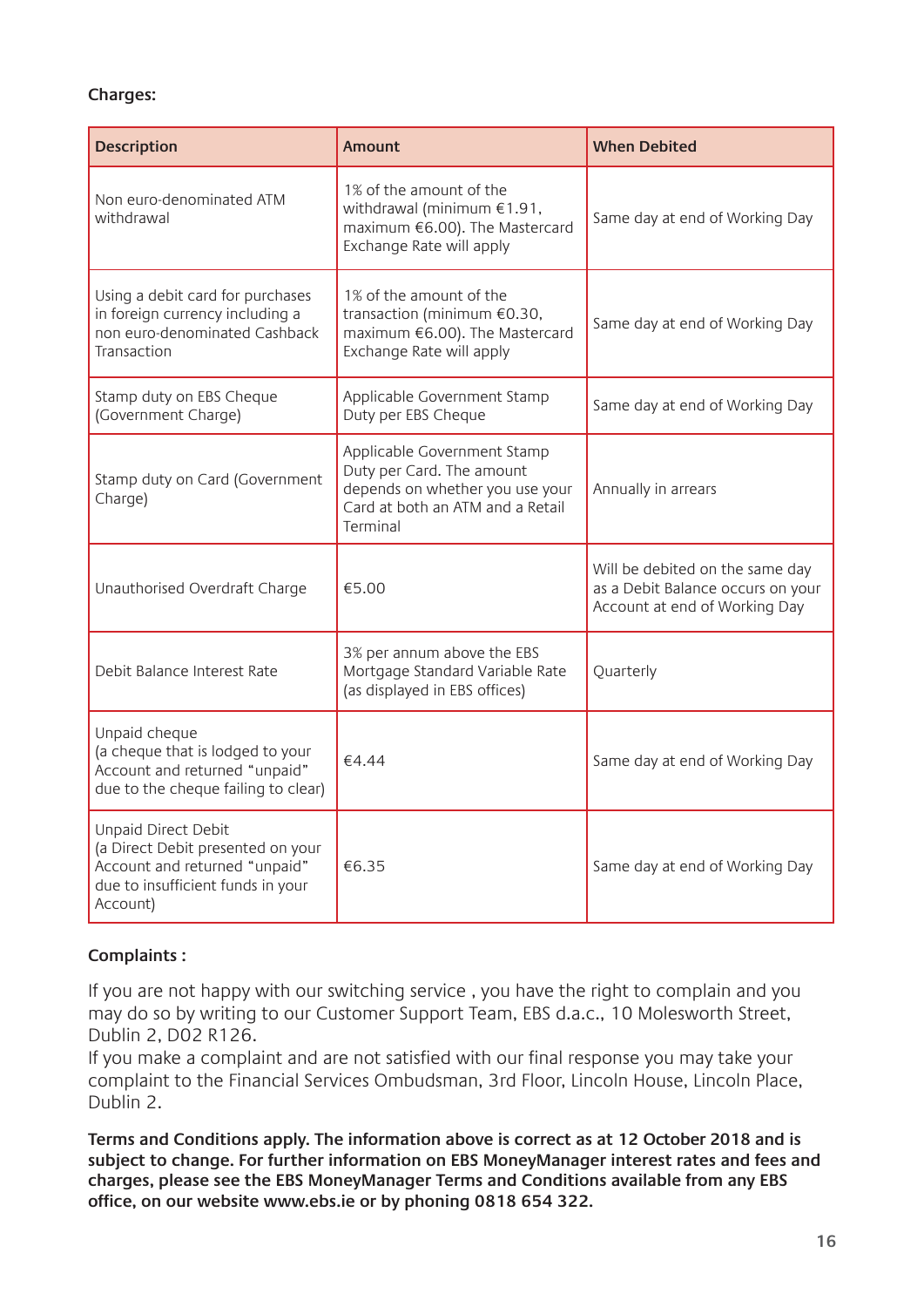**Charges:**

| Description | Amount | When Debited |
|---|---|---|
| Non euro-denominated ATM withdrawal | 1% of the amount of the withdrawal (minimum €1.91, maximum €6.00). The Mastercard Exchange Rate will apply | Same day at end of Working Day |
| Using a debit card for purchases in foreign currency including a non euro-denominated Cashback Transaction | 1% of the amount of the transaction (minimum €0.30, maximum €6.00). The Mastercard Exchange Rate will apply | Same day at end of Working Day |
| Stamp duty on EBS Cheque (Government Charge) | Applicable Government Stamp Duty per EBS Cheque | Same day at end of Working Day |
| Stamp duty on Card (Government Charge) | Applicable Government Stamp Duty per Card. The amount depends on whether you use your Card at both an ATM and a Retail Terminal | Annually in arrears |
| Unauthorised Overdraft Charge | €5.00 | Will be debited on the same day as a Debit Balance occurs on your Account at end of Working Day |
| Debit Balance Interest Rate | 3% per annum above the EBS Mortgage Standard Variable Rate (as displayed in EBS offices) | Quarterly |
| Unpaid cheque (a cheque that is lodged to your Account and returned "unpaid" due to the cheque failing to clear) | €4.44 | Same day at end of Working Day |
| Unpaid Direct Debit (a Direct Debit presented on your Account and returned "unpaid" due to insufficient funds in your Account) | €6.35 | Same day at end of Working Day |

**Complaints :**

If you are not happy with our switching service , you have the right to complain and you may do so by writing to our Customer Support Team, EBS d.a.c., 10 Molesworth Street, Dublin 2, D02 R126.
If you make a complaint and are not satisfied with our final response you may take your complaint to the Financial Services Ombudsman, 3rd Floor, Lincoln House, Lincoln Place, Dublin 2.

**Terms and Conditions apply. The information above is correct as at 12 October 2018 and is subject to change. For further information on EBS MoneyManager interest rates and fees and charges, please see the EBS MoneyManager Terms and Conditions available from any EBS office, on our website www.ebs.ie or by phoning 0818 654 322.**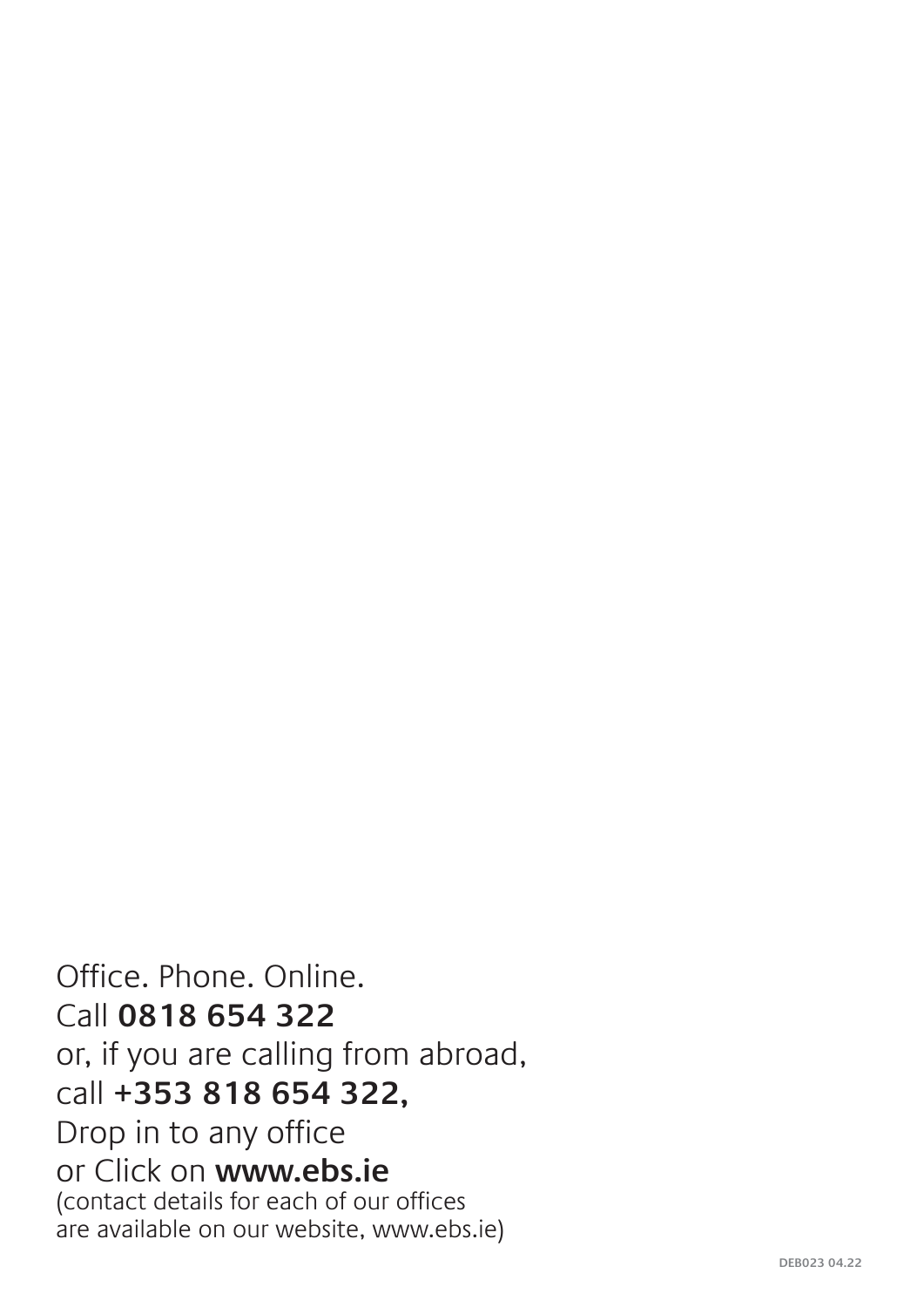Office. Phone. Online.
Call **0818 654 322**
or, if you are calling from abroad,
call **+353 818 654 322,**
Drop in to any office
or Click on **www.ebs.ie**
(contact details for each of our offices
are available on our website, www.ebs.ie)

DEB023 04.22